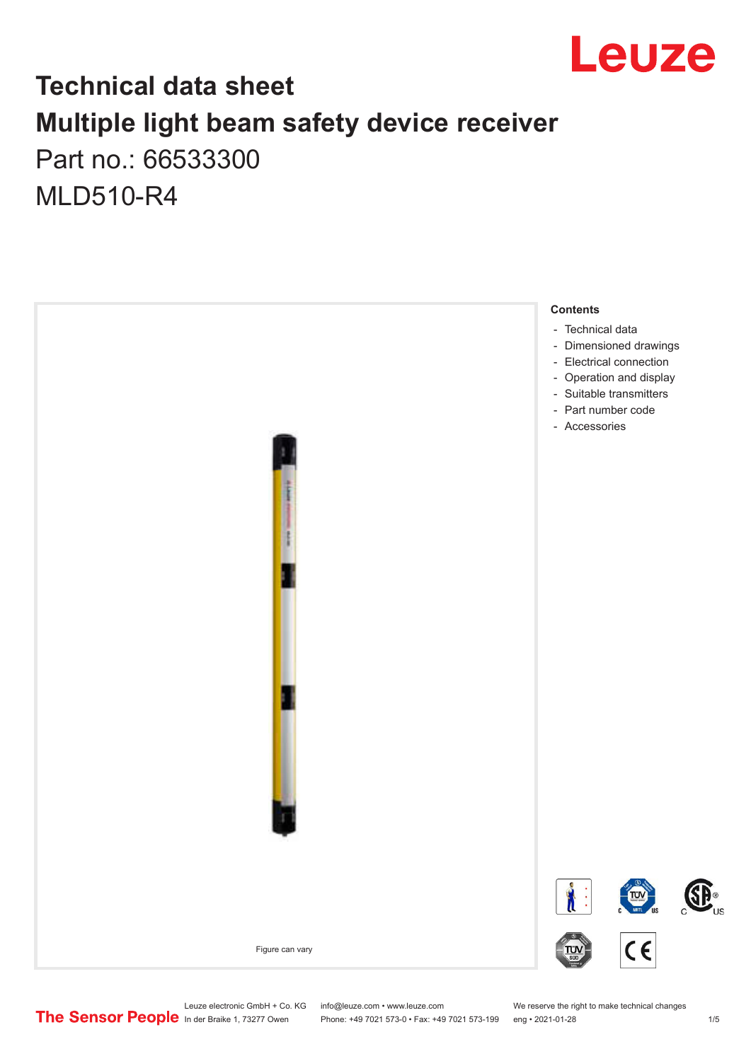# Technical data sheet

# Multiple light beam safety device receiver

Part no.: 66533300

MLD510-R4

Figure can vary

**Contents**

- Technical data
- Dimensioned drawings
- Electrical connection
- Operation and display
- Suitable transmitters
- Part number code
- Accessories

Leuze electronic GmbH + Co. KG
In der Braike 1, 73277 Owen

info@leuze.com • www.leuze.com
Phone: +49 7021 573-0 • Fax: +49 7021 573-199

We reserve the right to make technical changes
eng • 2021-01-28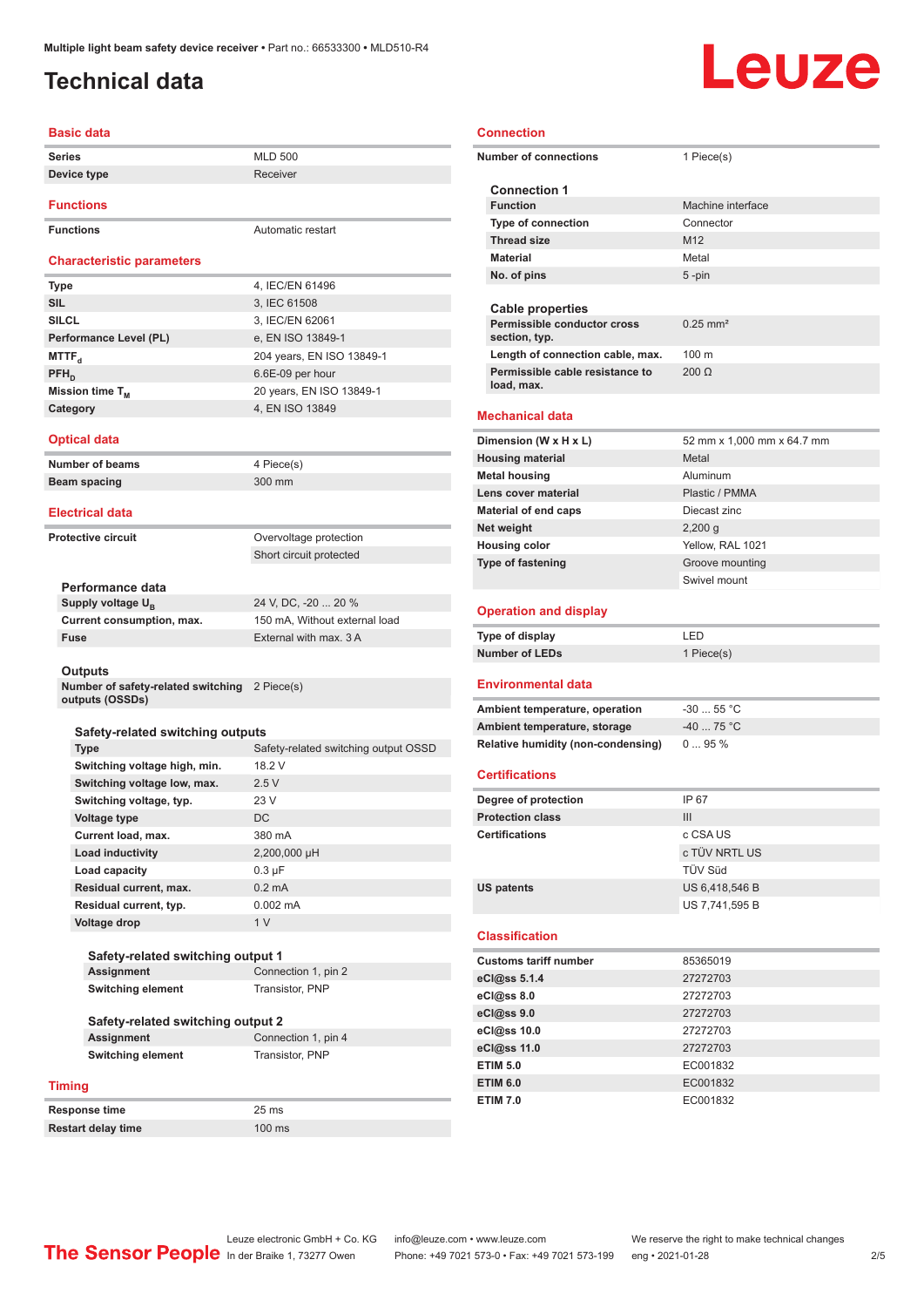Multiple light beam safety device receiver • Part no.: 66533300 • MLD510-R4

# Technical data

## Basic data

| | |
|---|---|
| Series | MLD 500 |
| Device type | Receiver |

## Functions

| | |
|---|---|
| Functions | Automatic restart |

## Characteristic parameters

| | |
|---|---|
| Type | 4, IEC/EN 61496 |
| SIL | 3, IEC 61508 |
| SILCL | 3, IEC/EN 62061 |
| Performance Level (PL) | e, EN ISO 13849-1 |
| $MTTF_d$ | 204 years, EN ISO 13849-1 |
| $PFH_D$ | 6.6E-09 per hour |
| Mission time $T_M$ | 20 years, EN ISO 13849-1 |
| Category | 4, EN ISO 13849 |

## Optical data

| | |
|---|---|
| Number of beams | 4 Piece(s) |
| Beam spacing | 300 mm |

## Electrical data

| | |
|---|---|
| Protective circuit | Overvoltage protection |
| | Short circuit protected |

### Performance data

| | |
|---|---|
| Supply voltage $U_B$ | 24 V, DC, -20 ... 20 % |
| Current consumption, max. | 150 mA, Without external load |
| Fuse | External with max. 3 A |

### Outputs

| | |
|---|---|
| Number of safety-related switching outputs (OSSDs) | 2 Piece(s) |

#### Safety-related switching outputs

| | |
|---|---|
| Type | Safety-related switching output OSSD |
| Switching voltage high, min. | 18.2 V |
| Switching voltage low, max. | 2.5 V |
| Switching voltage, typ. | 23 V |
| Voltage type | DC |
| Current load, max. | 380 mA |
| Load inductivity | 2,200,000 µH |
| Load capacity | 0.3 µF |
| Residual current, max. | 0.2 mA |
| Residual current, typ. | 0.002 mA |
| Voltage drop | 1 V |

##### Safety-related switching output 1

| | |
|---|---|
| Assignment | Connection 1, pin 2 |
| Switching element | Transistor, PNP |

##### Safety-related switching output 2

| | |
|---|---|
| Assignment | Connection 1, pin 4 |
| Switching element | Transistor, PNP |

## Timing

| | |
|---|---|
| Response time | 25 ms |
| Restart delay time | 100 ms |

## Connection

| | |
|---|---|
| Number of connections | 1 Piece(s) |

### Connection 1

| | |
|---|---|
| Function | Machine interface |
| Type of connection | Connector |
| Thread size | M12 |
| Material | Metal |
| No. of pins | 5 -pin |

### Cable properties

| | |
|---|---|
| Permissible conductor cross section, typ. | 0.25 mm² |
| Length of connection cable, max. | 100 m |
| Permissible cable resistance to load, max. | 200 Ω |

## Mechanical data

| | |
|---|---|
| Dimension (W x H x L) | 52 mm x 1,000 mm x 64.7 mm |
| Housing material | Metal |
| Metal housing | Aluminum |
| Lens cover material | Plastic / PMMA |
| Material of end caps | Diecast zinc |
| Net weight | 2,200 g |
| Housing color | Yellow, RAL 1021 |
| Type of fastening | Groove mounting |
| | Swivel mount |

## Operation and display

| | |
|---|---|
| Type of display | LED |
| Number of LEDs | 1 Piece(s) |

## Environmental data

| | |
|---|---|
| Ambient temperature, operation | -30 ... 55 °C |
| Ambient temperature, storage | -40 ... 75 °C |
| Relative humidity (non-condensing) | 0 ... 95 % |

## Certifications

| | |
|---|---|
| Degree of protection | IP 67 |
| Protection class | III |
| Certifications | c CSA US |
| | c TÜV NRTL US |
| | TÜV Süd |
| US patents | US 6,418,546 B |
| | US 7,741,595 B |

## Classification

| | |
|---|---|
| Customs tariff number | 85365019 |
| eCl@ss 5.1.4 | 27272703 |
| eCl@ss 8.0 | 27272703 |
| eCl@ss 9.0 | 27272703 |
| eCl@ss 10.0 | 27272703 |
| eCl@ss 11.0 | 27272703 |
| ETIM 5.0 | EC001832 |
| ETIM 6.0 | EC001832 |
| ETIM 7.0 | EC001832 |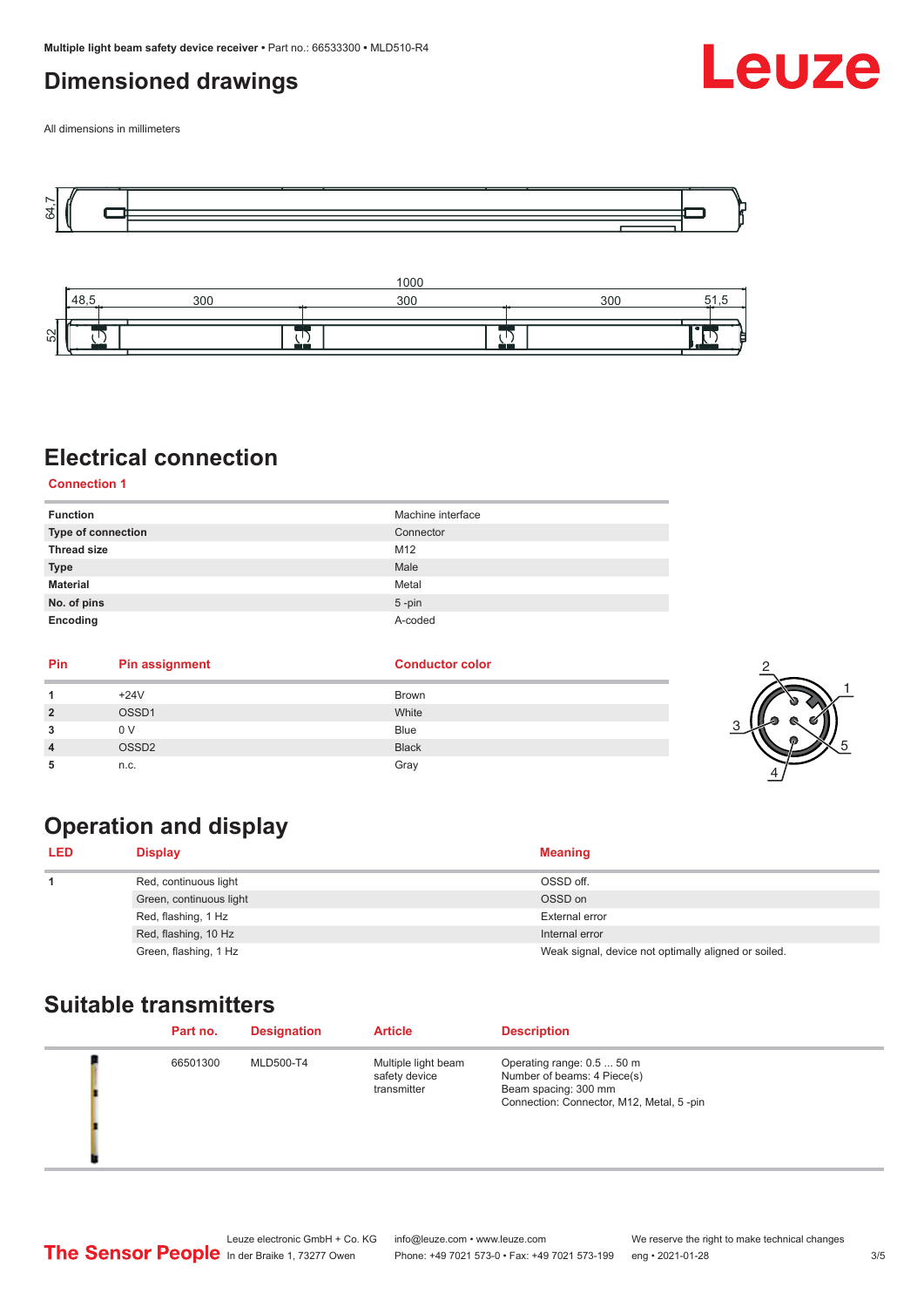# Dimensioned drawings

All dimensions in millimeters

# Electrical connection

## Connection 1

| | |
|---|---|
| **Function** | Machine interface |
| **Type of connection** | Connector |
| **Thread size** | M12 |
| **Type** | Male |
| **Material** | Metal |
| **No. of pins** | 5 -pin |
| **Encoding** | A-coded |

| Pin | Pin assignment | Conductor color |
|---|---|---|
| **1** | +24V | Brown |
| **2** | OSSD1 | White |
| **3** | 0 V | Blue |
| **4** | OSSD2 | Black |
| **5** | n.c. | Gray |

# Operation and display

| LED | Display | Meaning |
|---|---|---|
| **1** | Red, continuous light | OSSD off. |
| | Green, continuous light | OSSD on |
| | Red, flashing, 1 Hz | External error |
| | Red, flashing, 10 Hz | Internal error |
| | Green, flashing, 1 Hz | Weak signal, device not optimally aligned or soiled. |

# Suitable transmitters

| Part no. | Designation | Article | Description |
|---|---|---|---|
| 66501300 | MLD500-T4 | Multiple light beam safety device transmitter | Operating range: 0.5 ... 50 m<br>Number of beams: 4 Piece(s)<br>Beam spacing: 300 mm<br>Connection: Connector, M12, Metal, 5 -pin |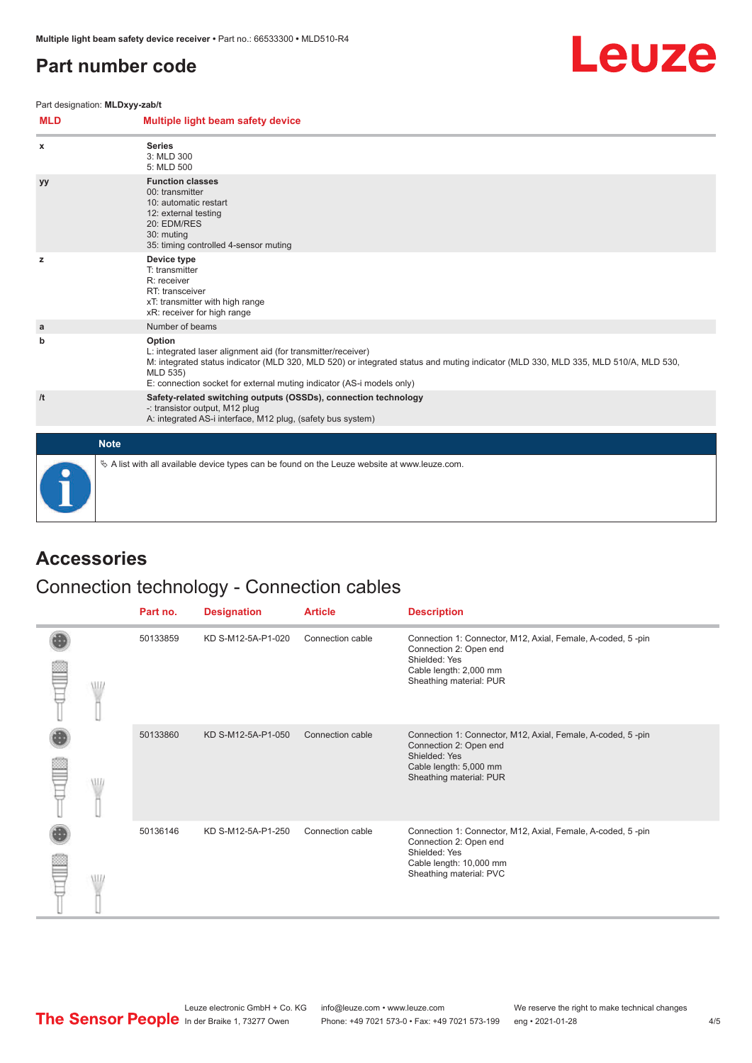# Part number code

Part designation: **MLDxyy-zab/t**

| MLD | Multiple light beam safety device |
| --- | --- |
| x | **Series**<br>3: MLD 300<br>5: MLD 500 |
| yy | **Function classes**<br>00: transmitter<br>10: automatic restart<br>12: external testing<br>20: EDM/RES<br>30: muting<br>35: timing controlled 4-sensor muting |
| z | **Device type**<br>T: transmitter<br>R: receiver<br>RT: transceiver<br>xT: transmitter with high range<br>xR: receiver for high range |
| a | Number of beams |
| b | **Option**<br>L: integrated laser alignment aid (for transmitter/receiver)<br>M: integrated status indicator (MLD 320, MLD 520) or integrated status and muting indicator (MLD 330, MLD 335, MLD 510/A, MLD 530, MLD 535)<br>E: connection socket for external muting indicator (AS-i models only) |
| /t | **Safety-related switching outputs (OSSDs), connection technology**<br>-: transistor output, M12 plug<br>A: integrated AS-i interface, M12 plug, (safety bus system) |

**Note**

↳ A list with all available device types can be found on the Leuze website at www.leuze.com.

# Accessories

## Connection technology - Connection cables

| Part no. | Designation | Article | Description |
| --- | --- | --- | --- |
| 50133859 | KD S-M12-5A-P1-020 | Connection cable | Connection 1: Connector, M12, Axial, Female, A-coded, 5 -pin<br>Connection 2: Open end<br>Shielded: Yes<br>Cable length: 2,000 mm<br>Sheathing material: PUR |
| 50133860 | KD S-M12-5A-P1-050 | Connection cable | Connection 1: Connector, M12, Axial, Female, A-coded, 5 -pin<br>Connection 2: Open end<br>Shielded: Yes<br>Cable length: 5,000 mm<br>Sheathing material: PUR |
| 50136146 | KD S-M12-5A-P1-250 | Connection cable | Connection 1: Connector, M12, Axial, Female, A-coded, 5 -pin<br>Connection 2: Open end<br>Shielded: Yes<br>Cable length: 10,000 mm<br>Sheathing material: PVC |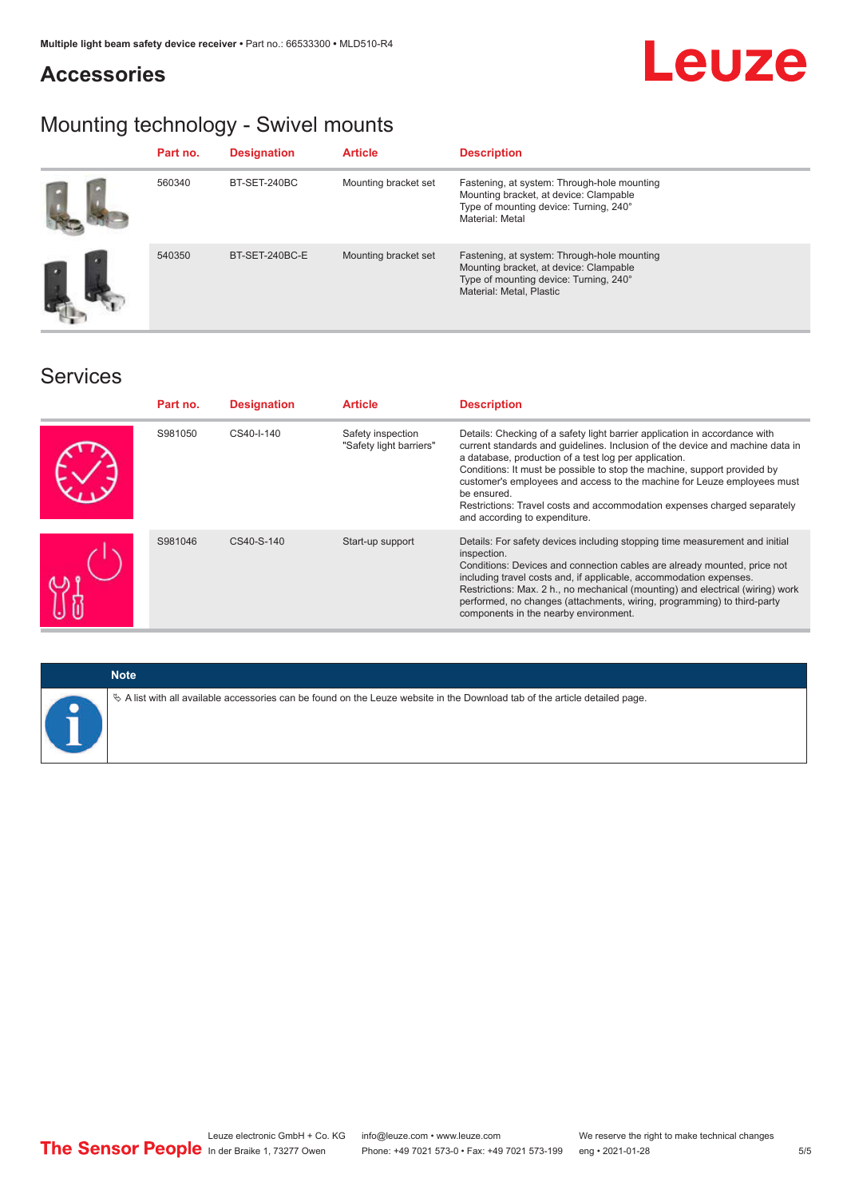## Accessories

# Mounting technology - Swivel mounts

| Part no. | Designation | Article | Description |
|---|---|---|---|
| 560340 | BT-SET-240BC | Mounting bracket set | Fastening, at system: Through-hole mounting<br>Mounting bracket, at device: Clampable<br>Type of mounting device: Turning, 240°<br>Material: Metal |
| 540350 | BT-SET-240BC-E | Mounting bracket set | Fastening, at system: Through-hole mounting<br>Mounting bracket, at device: Clampable<br>Type of mounting device: Turning, 240°<br>Material: Metal, Plastic |

# Services

| Part no. | Designation | Article | Description |
|---|---|---|---|
| S981050 | CS40-I-140 | Safety inspection "Safety light barriers" | Details: Checking of a safety light barrier application in accordance with current standards and guidelines. Inclusion of the device and machine data in a database, production of a test log per application.<br>Conditions: It must be possible to stop the machine, support provided by customer's employees and access to the machine for Leuze employees must be ensured.<br>Restrictions: Travel costs and accommodation expenses charged separately and according to expenditure. |
| S981046 | CS40-S-140 | Start-up support | Details: For safety devices including stopping time measurement and initial inspection.<br>Conditions: Devices and connection cables are already mounted, price not including travel costs and, if applicable, accommodation expenses.<br>Restrictions: Max. 2 h., no mechanical (mounting) and electrical (wiring) work performed, no changes (attachments, wiring, programming) to third-party components in the nearby environment. |

**Note**

↳ A list with all available accessories can be found on the Leuze website in the Download tab of the article detailed page.